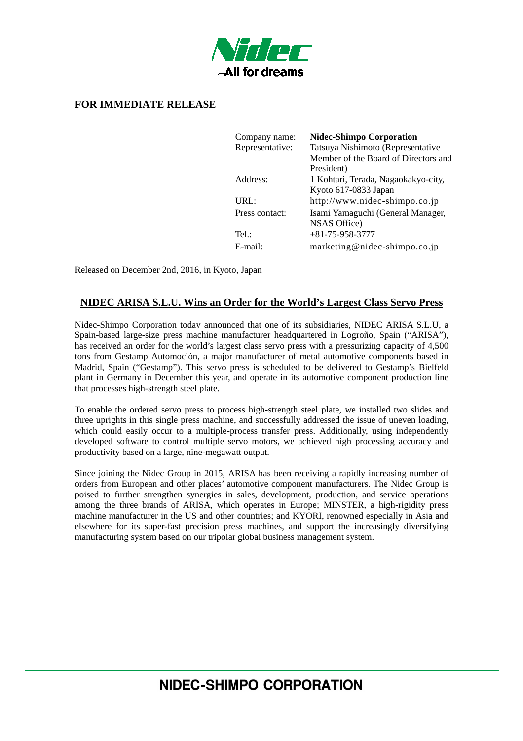**FOR IMMEDIATE RELEASE**

| | |
|---|---|
| Company name: | **Nidec-Shimpo Corporation** |
| Representative: | Tatsuya Nishimoto (Representative Member of the Board of Directors and President) |
| Address: | 1 Kohtari, Terada, Nagaokakyo-city, Kyoto 617-0833 Japan |
| URL: | http://www.nidec-shimpo.co.jp |
| Press contact: | Isami Yamaguchi (General Manager, NSAS Office) |
| Tel.: | +81-75-958-3777 |
| E-mail: | marketing@nidec-shimpo.co.jp |

Released on December 2nd, 2016, in Kyoto, Japan

## NIDEC ARISA S.L.U. Wins an Order for the World's Largest Class Servo Press

Nidec-Shimpo Corporation today announced that one of its subsidiaries, NIDEC ARISA S.L.U, a Spain-based large-size press machine manufacturer headquartered in Logroño, Spain ("ARISA"), has received an order for the world's largest class servo press with a pressurizing capacity of 4,500 tons from Gestamp Automoción, a major manufacturer of metal automotive components based in Madrid, Spain ("Gestamp"). This servo press is scheduled to be delivered to Gestamp's Bielfeld plant in Germany in December this year, and operate in its automotive component production line that processes high-strength steel plate.

To enable the ordered servo press to process high-strength steel plate, we installed two slides and three uprights in this single press machine, and successfully addressed the issue of uneven loading, which could easily occur to a multiple-process transfer press. Additionally, using independently developed software to control multiple servo motors, we achieved high processing accuracy and productivity based on a large, nine-megawatt output.

Since joining the Nidec Group in 2015, ARISA has been receiving a rapidly increasing number of orders from European and other places' automotive component manufacturers. The Nidec Group is poised to further strengthen synergies in sales, development, production, and service operations among the three brands of ARISA, which operates in Europe; MINSTER, a high-rigidity press machine manufacturer in the US and other countries; and KYORI, renowned especially in Asia and elsewhere for its super-fast precision press machines, and support the increasingly diversifying manufacturing system based on our tripolar global business management system.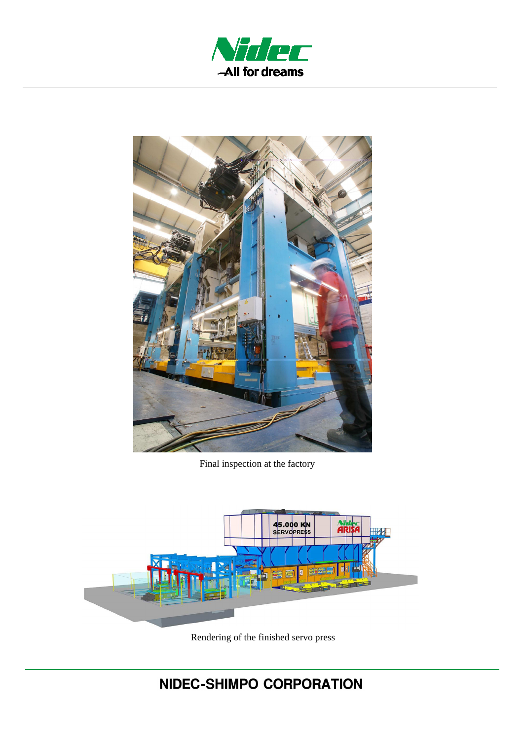Final inspection at the factory

Rendering of the finished servo press

NIDEC-SHIMPO CORPORATION